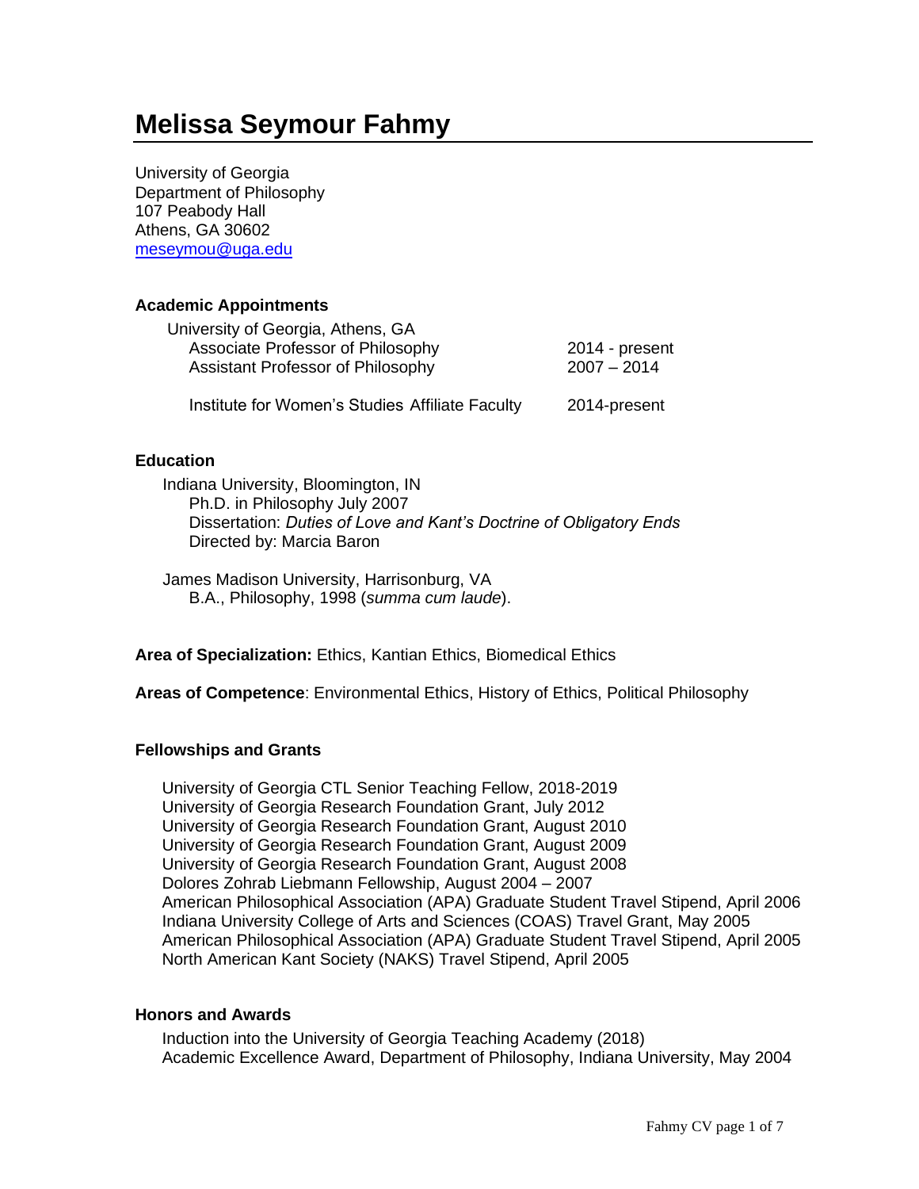# Melissa Seymour Fahmy

University of Georgia
Department of Philosophy
107 Peabody Hall
Athens, GA 30602
meseymou@uga.edu

### Academic Appointments

University of Georgia, Athens, GA

| | |
|---|---|
| Associate Professor of Philosophy | 2014 - present |
| Assistant Professor of Philosophy | 2007 – 2014 |
| Institute for Women's Studies Affiliate Faculty | 2014-present |

### Education

Indiana University, Bloomington, IN
Ph.D. in Philosophy July 2007
Dissertation: *Duties of Love and Kant's Doctrine of Obligatory Ends*
Directed by: Marcia Baron

James Madison University, Harrisonburg, VA
B.A., Philosophy, 1998 (*summa cum laude*).

**Area of Specialization:** Ethics, Kantian Ethics, Biomedical Ethics

**Areas of Competence**: Environmental Ethics, History of Ethics, Political Philosophy

### Fellowships and Grants

University of Georgia CTL Senior Teaching Fellow, 2018-2019
University of Georgia Research Foundation Grant, July 2012
University of Georgia Research Foundation Grant, August 2010
University of Georgia Research Foundation Grant, August 2009
University of Georgia Research Foundation Grant, August 2008
Dolores Zohrab Liebmann Fellowship, August 2004 – 2007
American Philosophical Association (APA) Graduate Student Travel Stipend, April 2006
Indiana University College of Arts and Sciences (COAS) Travel Grant, May 2005
American Philosophical Association (APA) Graduate Student Travel Stipend, April 2005
North American Kant Society (NAKS) Travel Stipend, April 2005

### Honors and Awards

Induction into the University of Georgia Teaching Academy (2018)
Academic Excellence Award, Department of Philosophy, Indiana University, May 2004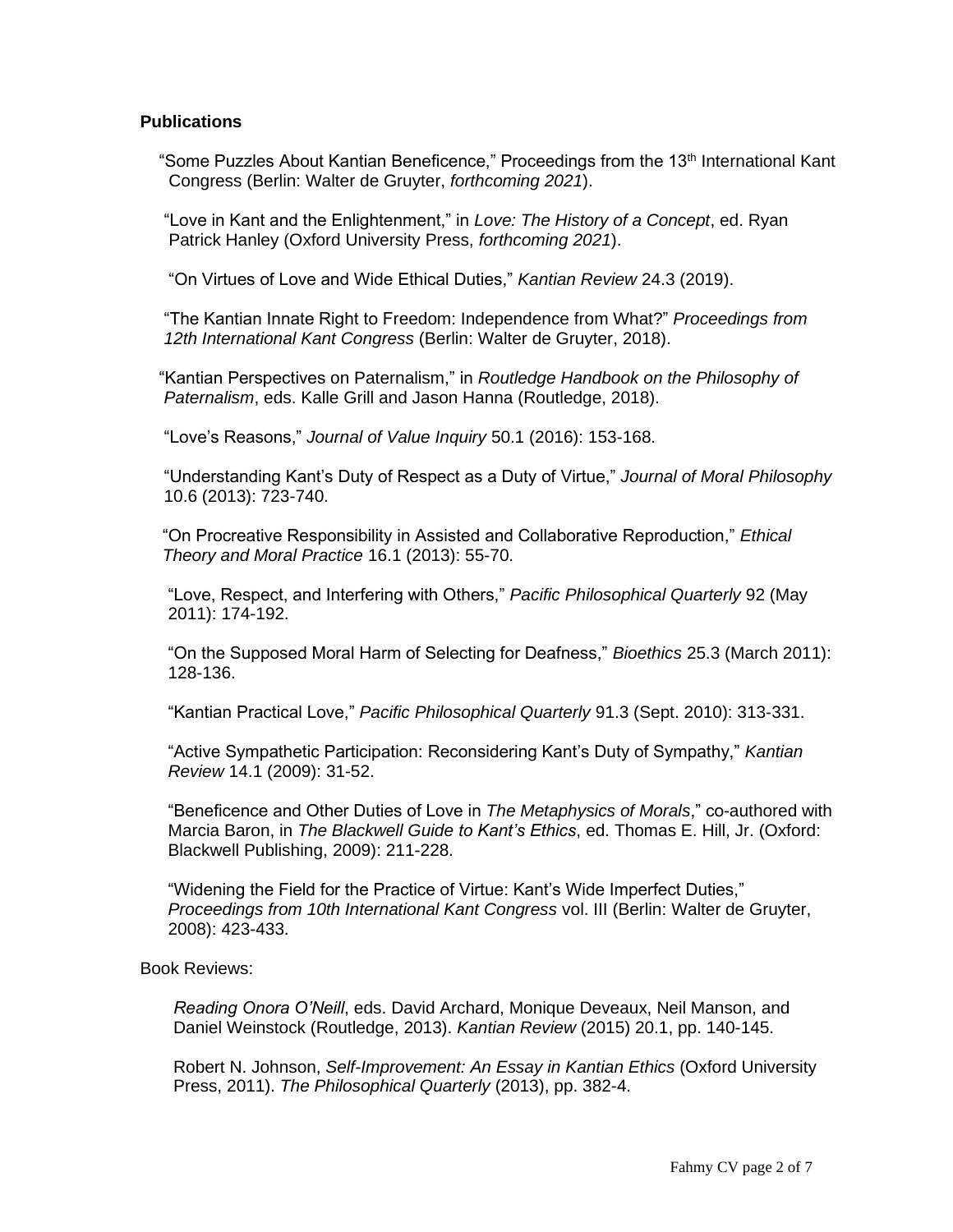**Publications**

"Some Puzzles About Kantian Beneficence," Proceedings from the 13th International Kant Congress (Berlin: Walter de Gruyter, *forthcoming 2021*).

"Love in Kant and the Enlightenment," in *Love: The History of a Concept*, ed. Ryan Patrick Hanley (Oxford University Press, *forthcoming 2021*).

"On Virtues of Love and Wide Ethical Duties," *Kantian Review* 24.3 (2019).

"The Kantian Innate Right to Freedom: Independence from What?" *Proceedings from 12th International Kant Congress* (Berlin: Walter de Gruyter, 2018).

"Kantian Perspectives on Paternalism," in *Routledge Handbook on the Philosophy of Paternalism*, eds. Kalle Grill and Jason Hanna (Routledge, 2018).

"Love's Reasons," *Journal of Value Inquiry* 50.1 (2016): 153-168.

"Understanding Kant's Duty of Respect as a Duty of Virtue," *Journal of Moral Philosophy* 10.6 (2013): 723-740.

"On Procreative Responsibility in Assisted and Collaborative Reproduction," *Ethical Theory and Moral Practice* 16.1 (2013): 55-70.

"Love, Respect, and Interfering with Others," *Pacific Philosophical Quarterly* 92 (May 2011): 174-192.

"On the Supposed Moral Harm of Selecting for Deafness," *Bioethics* 25.3 (March 2011): 128-136.

"Kantian Practical Love," *Pacific Philosophical Quarterly* 91.3 (Sept. 2010): 313-331.

"Active Sympathetic Participation: Reconsidering Kant's Duty of Sympathy," *Kantian Review* 14.1 (2009): 31-52.

"Beneficence and Other Duties of Love in *The Metaphysics of Morals*," co-authored with Marcia Baron, in *The Blackwell Guide to Kant's Ethics*, ed. Thomas E. Hill, Jr. (Oxford: Blackwell Publishing, 2009): 211-228.

"Widening the Field for the Practice of Virtue: Kant's Wide Imperfect Duties," *Proceedings from 10th International Kant Congress* vol. III (Berlin: Walter de Gruyter, 2008): 423-433.

Book Reviews:

*Reading Onora O'Neill*, eds. David Archard, Monique Deveaux, Neil Manson, and Daniel Weinstock (Routledge, 2013). *Kantian Review* (2015) 20.1, pp. 140-145.

Robert N. Johnson, *Self-Improvement: An Essay in Kantian Ethics* (Oxford University Press, 2011). *The Philosophical Quarterly* (2013), pp. 382-4.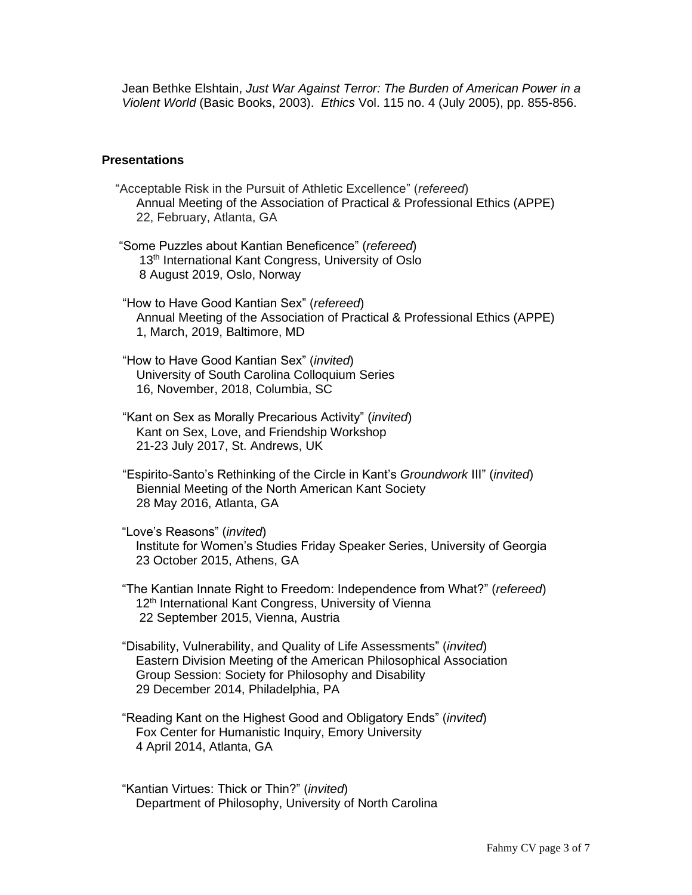Jean Bethke Elshtain, *Just War Against Terror: The Burden of American Power in a Violent World* (Basic Books, 2003). *Ethics* Vol. 115 no. 4 (July 2005), pp. 855-856.

### Presentations

"Acceptable Risk in the Pursuit of Athletic Excellence" (*refereed*)
Annual Meeting of the Association of Practical & Professional Ethics (APPE)
22, February, Atlanta, GA

"Some Puzzles about Kantian Beneficence" (*refereed*)
13th International Kant Congress, University of Oslo
8 August 2019, Oslo, Norway

"How to Have Good Kantian Sex" (*refereed*)
Annual Meeting of the Association of Practical & Professional Ethics (APPE)
1, March, 2019, Baltimore, MD

"How to Have Good Kantian Sex" (*invited*)
University of South Carolina Colloquium Series
16, November, 2018, Columbia, SC

"Kant on Sex as Morally Precarious Activity" (*invited*)
Kant on Sex, Love, and Friendship Workshop
21-23 July 2017, St. Andrews, UK

"Espirito-Santo's Rethinking of the Circle in Kant's *Groundwork* III" (*invited*)
Biennial Meeting of the North American Kant Society
28 May 2016, Atlanta, GA

"Love's Reasons" (*invited*)
Institute for Women's Studies Friday Speaker Series, University of Georgia
23 October 2015, Athens, GA

"The Kantian Innate Right to Freedom: Independence from What?" (*refereed*)
12th International Kant Congress, University of Vienna
22 September 2015, Vienna, Austria

"Disability, Vulnerability, and Quality of Life Assessments" (*invited*)
Eastern Division Meeting of the American Philosophical Association
Group Session: Society for Philosophy and Disability
29 December 2014, Philadelphia, PA

"Reading Kant on the Highest Good and Obligatory Ends" (*invited*)
Fox Center for Humanistic Inquiry, Emory University
4 April 2014, Atlanta, GA

"Kantian Virtues: Thick or Thin?" (*invited*)
Department of Philosophy, University of North Carolina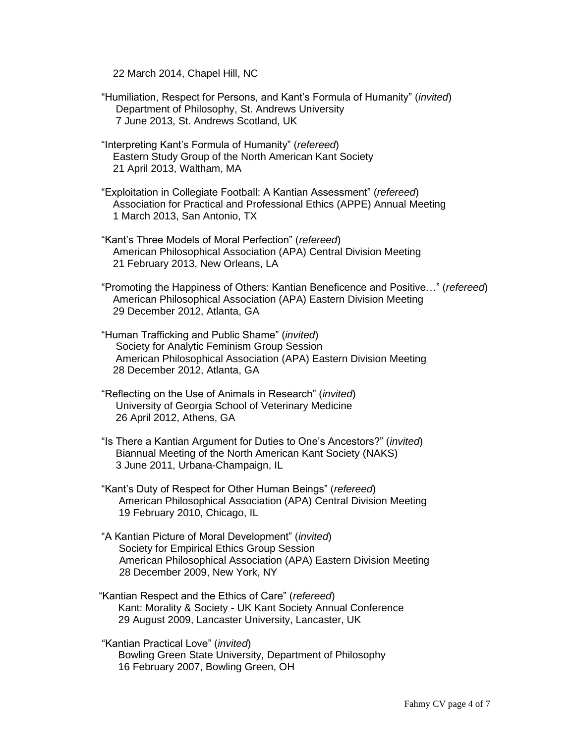22 March 2014, Chapel Hill, NC

"Humiliation, Respect for Persons, and Kant's Formula of Humanity" (*invited*)
Department of Philosophy, St. Andrews University
7 June 2013, St. Andrews Scotland, UK

"Interpreting Kant's Formula of Humanity" (*refereed*)
Eastern Study Group of the North American Kant Society
21 April 2013, Waltham, MA

"Exploitation in Collegiate Football: A Kantian Assessment" (*refereed*)
Association for Practical and Professional Ethics (APPE) Annual Meeting
1 March 2013, San Antonio, TX

"Kant's Three Models of Moral Perfection" (*refereed*)
American Philosophical Association (APA) Central Division Meeting
21 February 2013, New Orleans, LA

"Promoting the Happiness of Others: Kantian Beneficence and Positive…" (*refereed*)
American Philosophical Association (APA) Eastern Division Meeting
29 December 2012, Atlanta, GA

"Human Trafficking and Public Shame" (*invited*)
Society for Analytic Feminism Group Session
American Philosophical Association (APA) Eastern Division Meeting
28 December 2012, Atlanta, GA

"Reflecting on the Use of Animals in Research" (*invited*)
University of Georgia School of Veterinary Medicine
26 April 2012, Athens, GA

"Is There a Kantian Argument for Duties to One's Ancestors?" (*invited*)
Biannual Meeting of the North American Kant Society (NAKS)
3 June 2011, Urbana-Champaign, IL

"Kant's Duty of Respect for Other Human Beings" (*refereed*)
American Philosophical Association (APA) Central Division Meeting
19 February 2010, Chicago, IL

"A Kantian Picture of Moral Development" (*invited*)
Society for Empirical Ethics Group Session
American Philosophical Association (APA) Eastern Division Meeting
28 December 2009, New York, NY

"Kantian Respect and the Ethics of Care" (*refereed*)
Kant: Morality & Society - UK Kant Society Annual Conference
29 August 2009, Lancaster University, Lancaster, UK

"Kantian Practical Love" (*invited*)
Bowling Green State University, Department of Philosophy
16 February 2007, Bowling Green, OH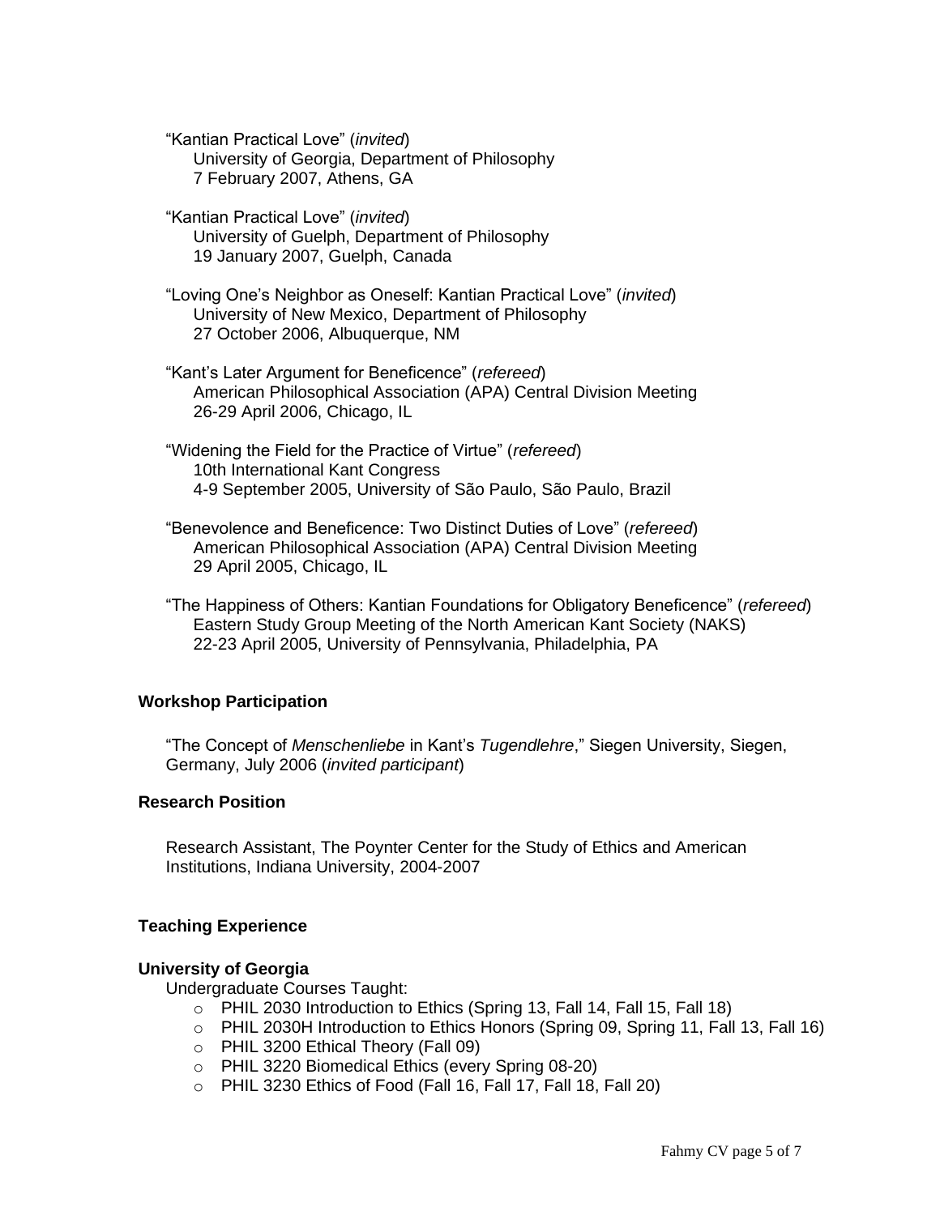"Kantian Practical Love" (*invited*)
University of Georgia, Department of Philosophy
7 February 2007, Athens, GA

"Kantian Practical Love" (*invited*)
University of Guelph, Department of Philosophy
19 January 2007, Guelph, Canada

"Loving One's Neighbor as Oneself: Kantian Practical Love" (*invited*)
University of New Mexico, Department of Philosophy
27 October 2006, Albuquerque, NM

"Kant's Later Argument for Beneficence" (*refereed*)
American Philosophical Association (APA) Central Division Meeting
26-29 April 2006, Chicago, IL

"Widening the Field for the Practice of Virtue" (*refereed*)
10th International Kant Congress
4-9 September 2005, University of São Paulo, São Paulo, Brazil

"Benevolence and Beneficence: Two Distinct Duties of Love" (*refereed*)
American Philosophical Association (APA) Central Division Meeting
29 April 2005, Chicago, IL

"The Happiness of Others: Kantian Foundations for Obligatory Beneficence" (*refereed*)
Eastern Study Group Meeting of the North American Kant Society (NAKS)
22-23 April 2005, University of Pennsylvania, Philadelphia, PA

### Workshop Participation

"The Concept of *Menschenliebe* in Kant's *Tugendlehre*," Siegen University, Siegen, Germany, July 2006 (*invited participant*)

### Research Position

Research Assistant, The Poynter Center for the Study of Ethics and American Institutions, Indiana University, 2004-2007

### Teaching Experience

**University of Georgia**

Undergraduate Courses Taught:

- PHIL 2030 Introduction to Ethics (Spring 13, Fall 14, Fall 15, Fall 18)
- PHIL 2030H Introduction to Ethics Honors (Spring 09, Spring 11, Fall 13, Fall 16)
- PHIL 3200 Ethical Theory (Fall 09)
- PHIL 3220 Biomedical Ethics (every Spring 08-20)
- PHIL 3230 Ethics of Food (Fall 16, Fall 17, Fall 18, Fall 20)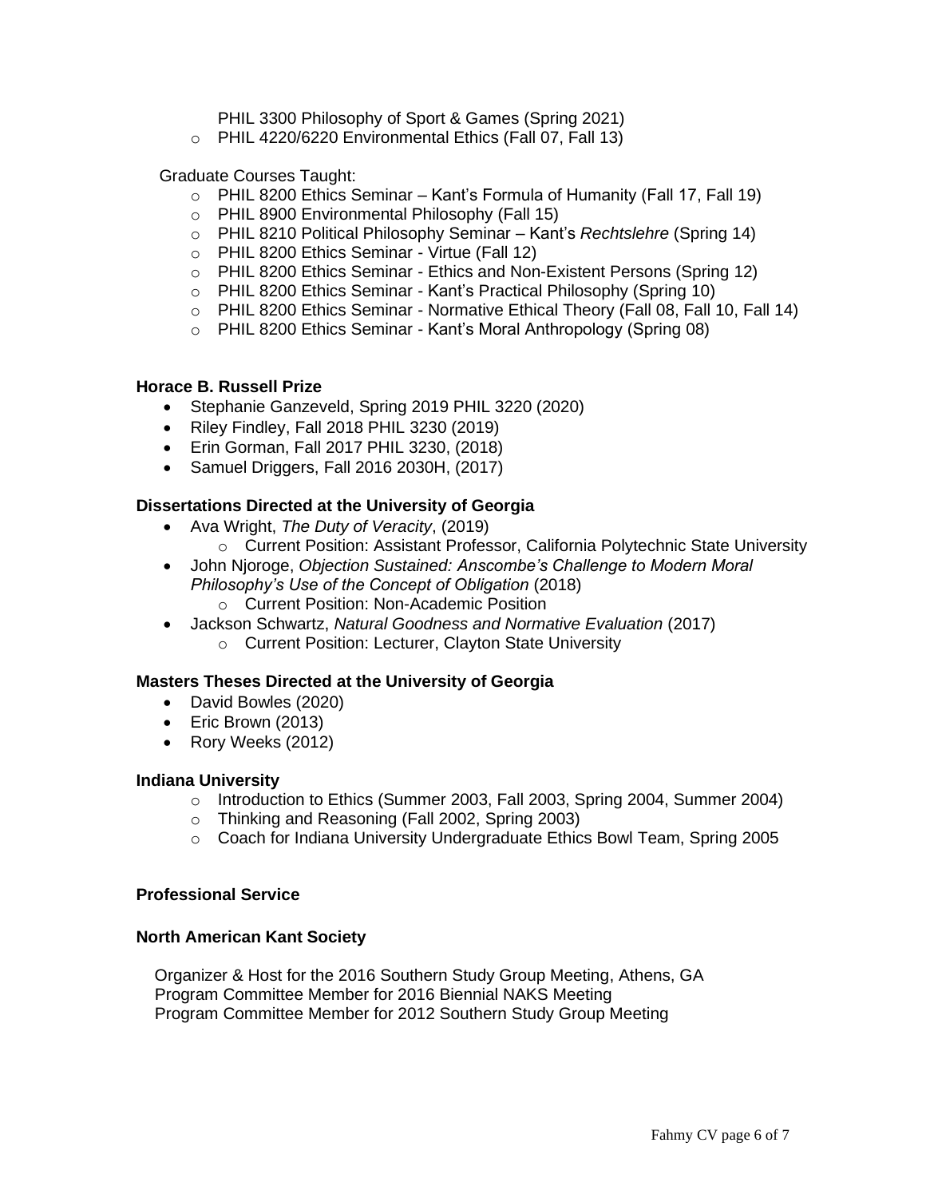PHIL 3300 Philosophy of Sport & Games (Spring 2021)

- PHIL 4220/6220 Environmental Ethics (Fall 07, Fall 13)

Graduate Courses Taught:

- PHIL 8200 Ethics Seminar – Kant's Formula of Humanity (Fall 17, Fall 19)
- PHIL 8900 Environmental Philosophy (Fall 15)
- PHIL 8210 Political Philosophy Seminar – Kant's *Rechtslehre* (Spring 14)
- PHIL 8200 Ethics Seminar - Virtue (Fall 12)
- PHIL 8200 Ethics Seminar - Ethics and Non-Existent Persons (Spring 12)
- PHIL 8200 Ethics Seminar - Kant's Practical Philosophy (Spring 10)
- PHIL 8200 Ethics Seminar - Normative Ethical Theory (Fall 08, Fall 10, Fall 14)
- PHIL 8200 Ethics Seminar - Kant's Moral Anthropology (Spring 08)

**Horace B. Russell Prize**

- Stephanie Ganzeveld, Spring 2019 PHIL 3220 (2020)
- Riley Findley, Fall 2018 PHIL 3230 (2019)
- Erin Gorman, Fall 2017 PHIL 3230, (2018)
- Samuel Driggers, Fall 2016 2030H, (2017)

**Dissertations Directed at the University of Georgia**

- Ava Wright, *The Duty of Veracity*, (2019)
  - Current Position: Assistant Professor, California Polytechnic State University
- John Njoroge, *Objection Sustained: Anscombe's Challenge to Modern Moral Philosophy's Use of the Concept of Obligation* (2018)
  - Current Position: Non-Academic Position
- Jackson Schwartz, *Natural Goodness and Normative Evaluation* (2017)
  - Current Position: Lecturer, Clayton State University

**Masters Theses Directed at the University of Georgia**

- David Bowles (2020)
- Eric Brown (2013)
- Rory Weeks (2012)

**Indiana University**

- Introduction to Ethics (Summer 2003, Fall 2003, Spring 2004, Summer 2004)
- Thinking and Reasoning (Fall 2002, Spring 2003)
- Coach for Indiana University Undergraduate Ethics Bowl Team, Spring 2005

## Professional Service

**North American Kant Society**

Organizer & Host for the 2016 Southern Study Group Meeting, Athens, GA
Program Committee Member for 2016 Biennial NAKS Meeting
Program Committee Member for 2012 Southern Study Group Meeting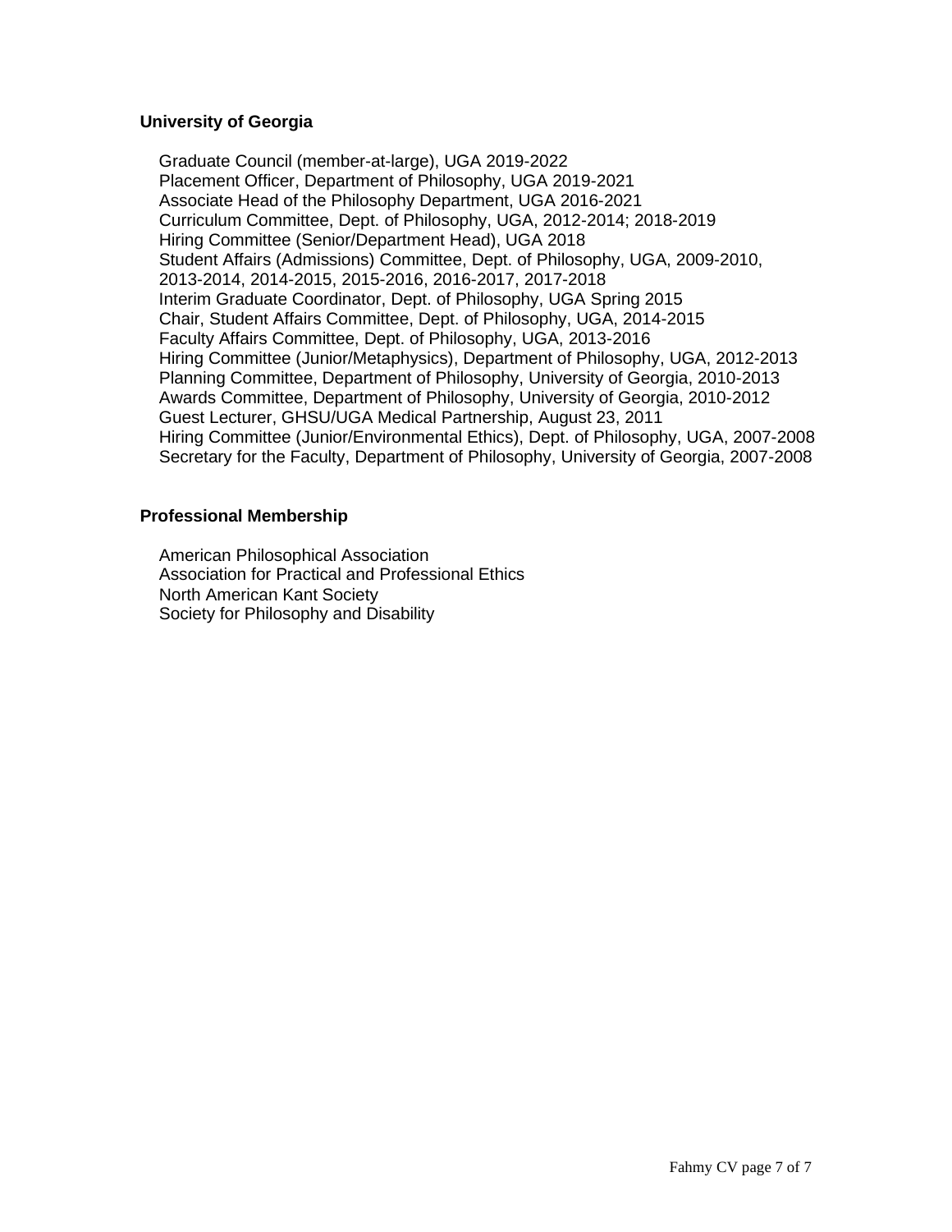### University of Georgia

Graduate Council (member-at-large), UGA 2019-2022
Placement Officer, Department of Philosophy, UGA 2019-2021
Associate Head of the Philosophy Department, UGA 2016-2021
Curriculum Committee, Dept. of Philosophy, UGA, 2012-2014; 2018-2019
Hiring Committee (Senior/Department Head), UGA 2018
Student Affairs (Admissions) Committee, Dept. of Philosophy, UGA, 2009-2010, 2013-2014, 2014-2015, 2015-2016, 2016-2017, 2017-2018
Interim Graduate Coordinator, Dept. of Philosophy, UGA Spring 2015
Chair, Student Affairs Committee, Dept. of Philosophy, UGA, 2014-2015
Faculty Affairs Committee, Dept. of Philosophy, UGA, 2013-2016
Hiring Committee (Junior/Metaphysics), Department of Philosophy, UGA, 2012-2013
Planning Committee, Department of Philosophy, University of Georgia, 2010-2013
Awards Committee, Department of Philosophy, University of Georgia, 2010-2012
Guest Lecturer, GHSU/UGA Medical Partnership, August 23, 2011
Hiring Committee (Junior/Environmental Ethics), Dept. of Philosophy, UGA, 2007-2008
Secretary for the Faculty, Department of Philosophy, University of Georgia, 2007-2008

### Professional Membership

American Philosophical Association
Association for Practical and Professional Ethics
North American Kant Society
Society for Philosophy and Disability